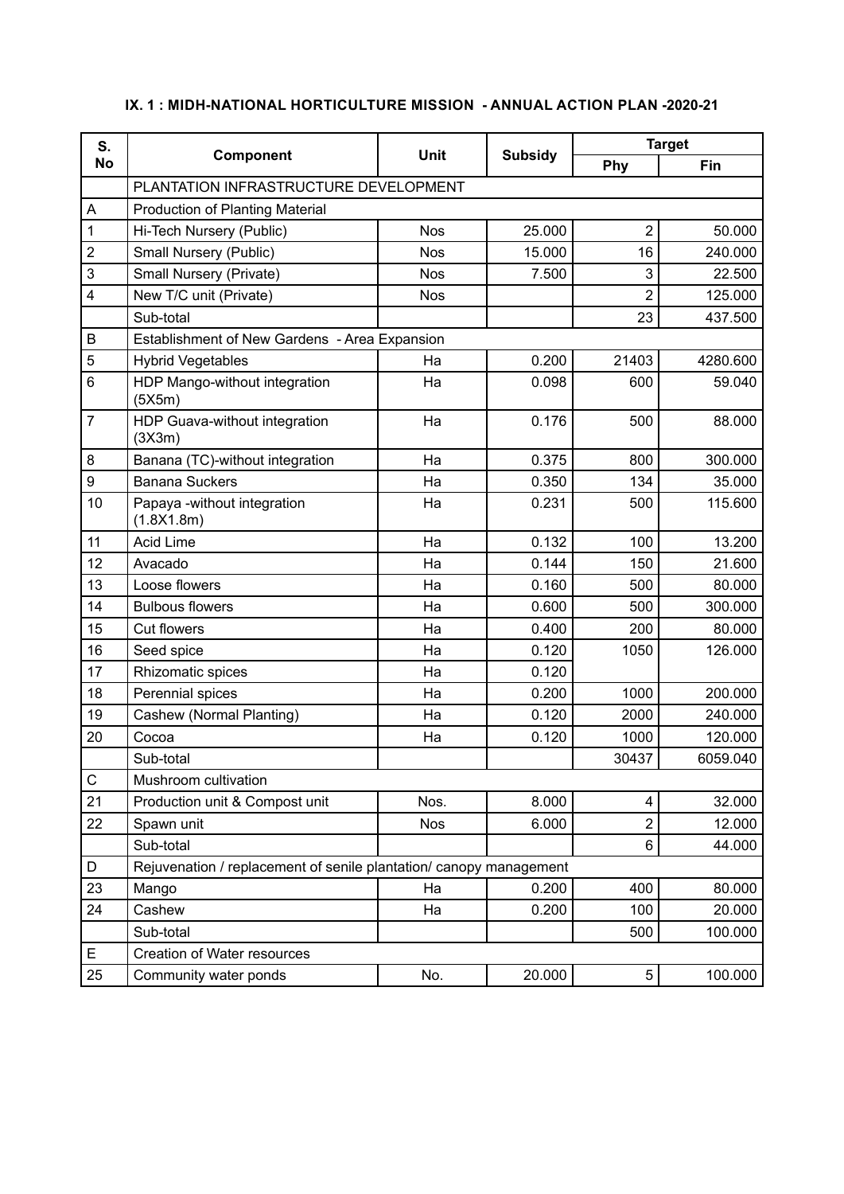### IX. 1 : MIDH-NATIONAL HORTICULTURE MISSION - ANNUAL ACTION PLAN -2020-21

| S. No | Component | Unit | Subsidy | Target | |
|---|---|---|---|---|---|
| | | | | Phy | Fin |
| | PLANTATION INFRASTRUCTURE DEVELOPMENT | | | | |
| A | Production of Planting Material | | | | |
| 1 | Hi-Tech Nursery (Public) | Nos | 25.000 | 2 | 50.000 |
| 2 | Small Nursery (Public) | Nos | 15.000 | 16 | 240.000 |
| 3 | Small Nursery (Private) | Nos | 7.500 | 3 | 22.500 |
| 4 | New T/C unit (Private) | Nos | | 2 | 125.000 |
| | Sub-total | | | 23 | 437.500 |
| B | Establishment of New Gardens - Area Expansion | | | | |
| 5 | Hybrid Vegetables | Ha | 0.200 | 21403 | 4280.600 |
| 6 | HDP Mango-without integration (5X5m) | Ha | 0.098 | 600 | 59.040 |
| 7 | HDP Guava-without integration (3X3m) | Ha | 0.176 | 500 | 88.000 |
| 8 | Banana (TC)-without integration | Ha | 0.375 | 800 | 300.000 |
| 9 | Banana Suckers | Ha | 0.350 | 134 | 35.000 |
| 10 | Papaya -without integration (1.8X1.8m) | Ha | 0.231 | 500 | 115.600 |
| 11 | Acid Lime | Ha | 0.132 | 100 | 13.200 |
| 12 | Avacado | Ha | 0.144 | 150 | 21.600 |
| 13 | Loose flowers | Ha | 0.160 | 500 | 80.000 |
| 14 | Bulbous flowers | Ha | 0.600 | 500 | 300.000 |
| 15 | Cut flowers | Ha | 0.400 | 200 | 80.000 |
| 16 | Seed spice | Ha | 0.120 | 1050 | 126.000 |
| 17 | Rhizomatic spices | Ha | 0.120 | | |
| 18 | Perennial spices | Ha | 0.200 | 1000 | 200.000 |
| 19 | Cashew (Normal Planting) | Ha | 0.120 | 2000 | 240.000 |
| 20 | Cocoa | Ha | 0.120 | 1000 | 120.000 |
| | Sub-total | | | 30437 | 6059.040 |
| C | Mushroom cultivation | | | | |
| 21 | Production unit & Compost unit | Nos. | 8.000 | 4 | 32.000 |
| 22 | Spawn unit | Nos | 6.000 | 2 | 12.000 |
| | Sub-total | | | 6 | 44.000 |
| D | Rejuvenation / replacement of senile plantation/ canopy management | | | | |
| 23 | Mango | Ha | 0.200 | 400 | 80.000 |
| 24 | Cashew | Ha | 0.200 | 100 | 20.000 |
| | Sub-total | | | 500 | 100.000 |
| E | Creation of Water resources | | | | |
| 25 | Community water ponds | No. | 20.000 | 5 | 100.000 |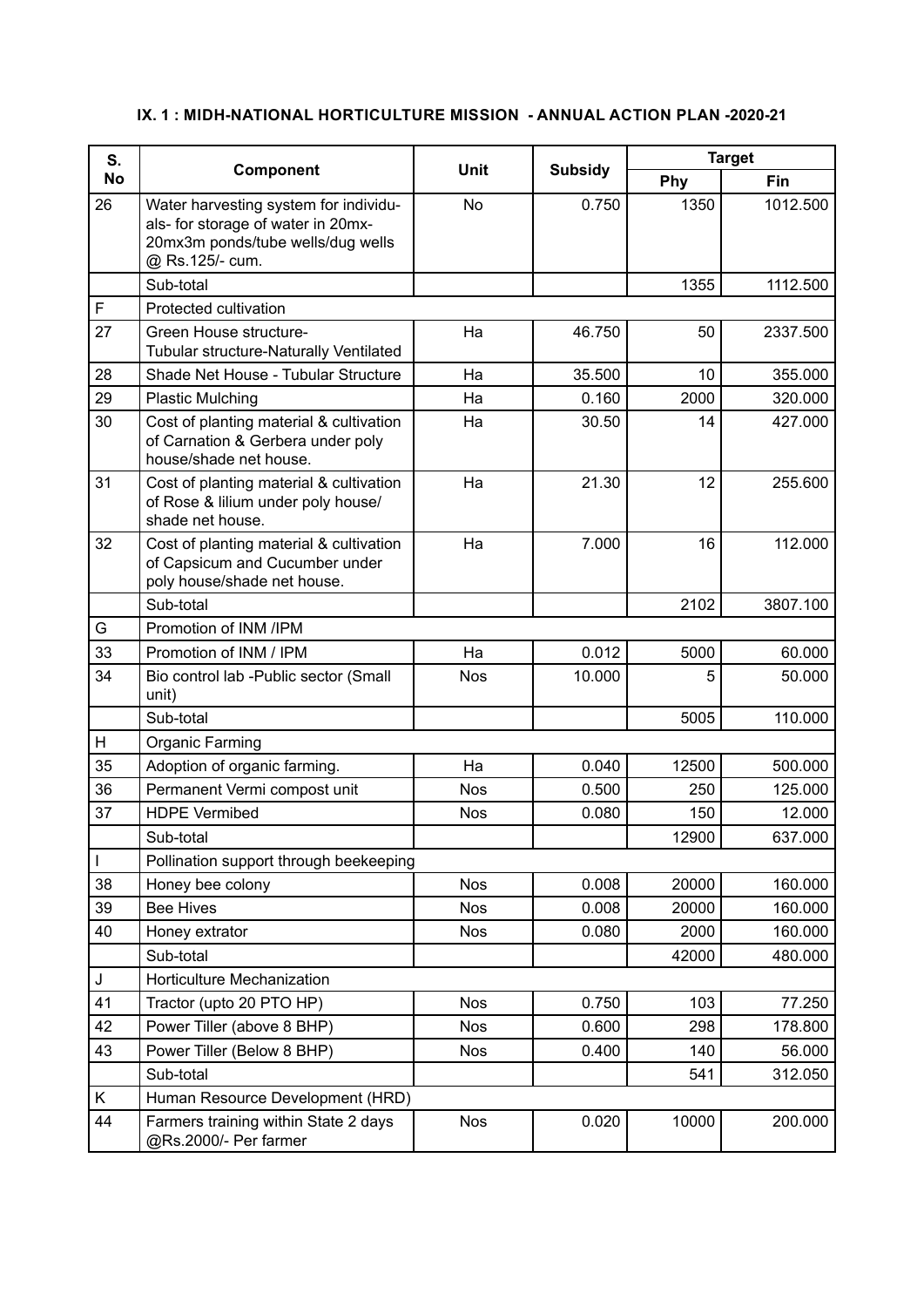### IX. 1 : MIDH-NATIONAL HORTICULTURE MISSION - ANNUAL ACTION PLAN -2020-21

| S. No | Component | Unit | Subsidy | Target | |
|---|---|---|---|---|---|
| | | | | Phy | Fin |
| 26 | Water harvesting system for individuals- for storage of water in 20mx-20mx3m ponds/tube wells/dug wells @ Rs.125/- cum. | No | 0.750 | 1350 | 1012.500 |
| | Sub-total | | | 1355 | 1112.500 |
| F | Protected cultivation | | | | |
| 27 | Green House structure- Tubular structure-Naturally Ventilated | Ha | 46.750 | 50 | 2337.500 |
| 28 | Shade Net House - Tubular Structure | Ha | 35.500 | 10 | 355.000 |
| 29 | Plastic Mulching | Ha | 0.160 | 2000 | 320.000 |
| 30 | Cost of planting material & cultivation of Carnation & Gerbera under poly house/shade net house. | Ha | 30.50 | 14 | 427.000 |
| 31 | Cost of planting material & cultivation of Rose & lilium under poly house/ shade net house. | Ha | 21.30 | 12 | 255.600 |
| 32 | Cost of planting material & cultivation of Capsicum and Cucumber under poly house/shade net house. | Ha | 7.000 | 16 | 112.000 |
| | Sub-total | | | 2102 | 3807.100 |
| G | Promotion of INM /IPM | | | | |
| 33 | Promotion of INM / IPM | Ha | 0.012 | 5000 | 60.000 |
| 34 | Bio control lab -Public sector (Small unit) | Nos | 10.000 | 5 | 50.000 |
| | Sub-total | | | 5005 | 110.000 |
| H | Organic Farming | | | | |
| 35 | Adoption of organic farming. | Ha | 0.040 | 12500 | 500.000 |
| 36 | Permanent Vermi compost unit | Nos | 0.500 | 250 | 125.000 |
| 37 | HDPE Vermibed | Nos | 0.080 | 150 | 12.000 |
| | Sub-total | | | 12900 | 637.000 |
| I | Pollination support through beekeeping | | | | |
| 38 | Honey bee colony | Nos | 0.008 | 20000 | 160.000 |
| 39 | Bee Hives | Nos | 0.008 | 20000 | 160.000 |
| 40 | Honey extrator | Nos | 0.080 | 2000 | 160.000 |
| | Sub-total | | | 42000 | 480.000 |
| J | Horticulture Mechanization | | | | |
| 41 | Tractor (upto 20 PTO HP) | Nos | 0.750 | 103 | 77.250 |
| 42 | Power Tiller (above 8 BHP) | Nos | 0.600 | 298 | 178.800 |
| 43 | Power Tiller (Below 8 BHP) | Nos | 0.400 | 140 | 56.000 |
| | Sub-total | | | 541 | 312.050 |
| K | Human Resource Development (HRD) | | | | |
| 44 | Farmers training within State 2 days @Rs.2000/- Per farmer | Nos | 0.020 | 10000 | 200.000 |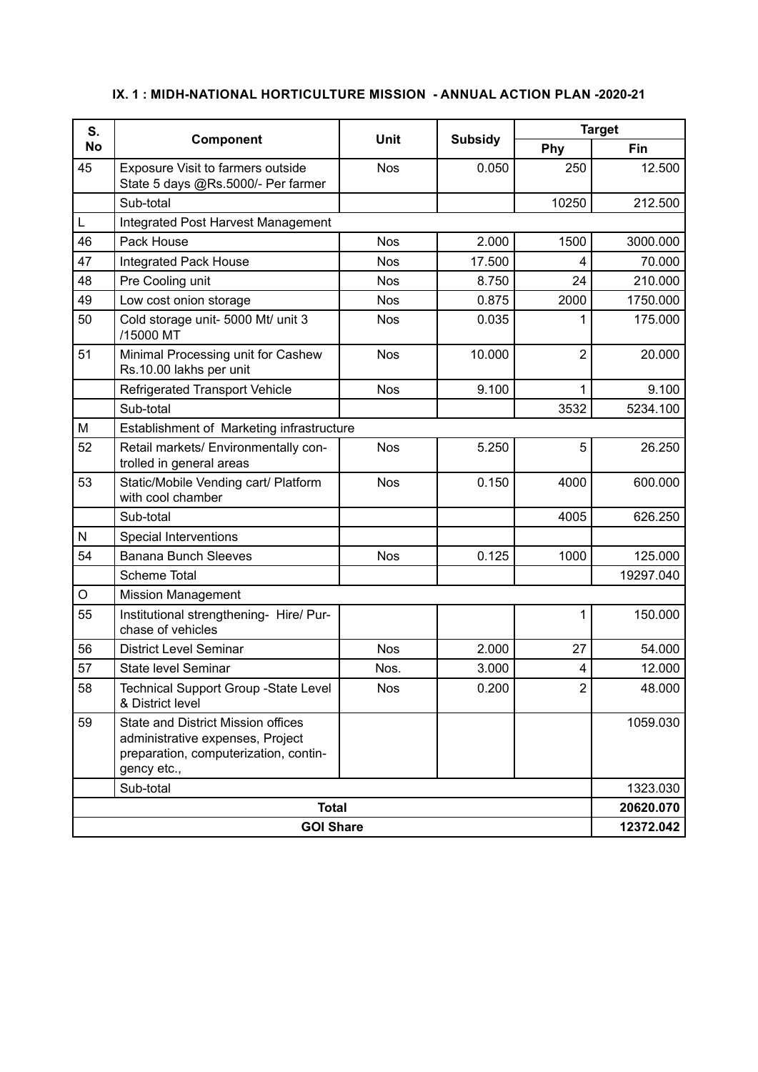### IX. 1 : MIDH-NATIONAL HORTICULTURE MISSION - ANNUAL ACTION PLAN -2020-21

| S. No | Component | Unit | Subsidy | Target | |
|---|---|---|---|---|---|
| | | | | Phy | Fin |
| 45 | Exposure Visit to farmers outside State 5 days @Rs.5000/- Per farmer | Nos | 0.050 | 250 | 12.500 |
| | Sub-total | | | 10250 | 212.500 |
| L | Integrated Post Harvest Management | | | | |
| 46 | Pack House | Nos | 2.000 | 1500 | 3000.000 |
| 47 | Integrated Pack House | Nos | 17.500 | 4 | 70.000 |
| 48 | Pre Cooling unit | Nos | 8.750 | 24 | 210.000 |
| 49 | Low cost onion storage | Nos | 0.875 | 2000 | 1750.000 |
| 50 | Cold storage unit- 5000 Mt/ unit 3 /15000 MT | Nos | 0.035 | 1 | 175.000 |
| 51 | Minimal Processing unit for Cashew Rs.10.00 lakhs per unit | Nos | 10.000 | 2 | 20.000 |
| | Refrigerated Transport Vehicle | Nos | 9.100 | 1 | 9.100 |
| | Sub-total | | | 3532 | 5234.100 |
| M | Establishment of Marketing infrastructure | | | | |
| 52 | Retail markets/ Environmentally controlled in general areas | Nos | 5.250 | 5 | 26.250 |
| 53 | Static/Mobile Vending cart/ Platform with cool chamber | Nos | 0.150 | 4000 | 600.000 |
| | Sub-total | | | 4005 | 626.250 |
| N | Special Interventions | | | | |
| 54 | Banana Bunch Sleeves | Nos | 0.125 | 1000 | 125.000 |
| | Scheme Total | | | | 19297.040 |
| O | Mission Management | | | | |
| 55 | Institutional strengthening- Hire/ Purchase of vehicles | | | 1 | 150.000 |
| 56 | District Level Seminar | Nos | 2.000 | 27 | 54.000 |
| 57 | State level Seminar | Nos. | 3.000 | 4 | 12.000 |
| 58 | Technical Support Group -State Level & District level | Nos | 0.200 | 2 | 48.000 |
| 59 | State and District Mission offices administrative expenses, Project preparation, computerization, contingency etc., | | | | 1059.030 |
| | Sub-total | | | | 1323.030 |
| **Total** | | | | | **20620.070** |
| **GOI Share** | | | | | **12372.042** |